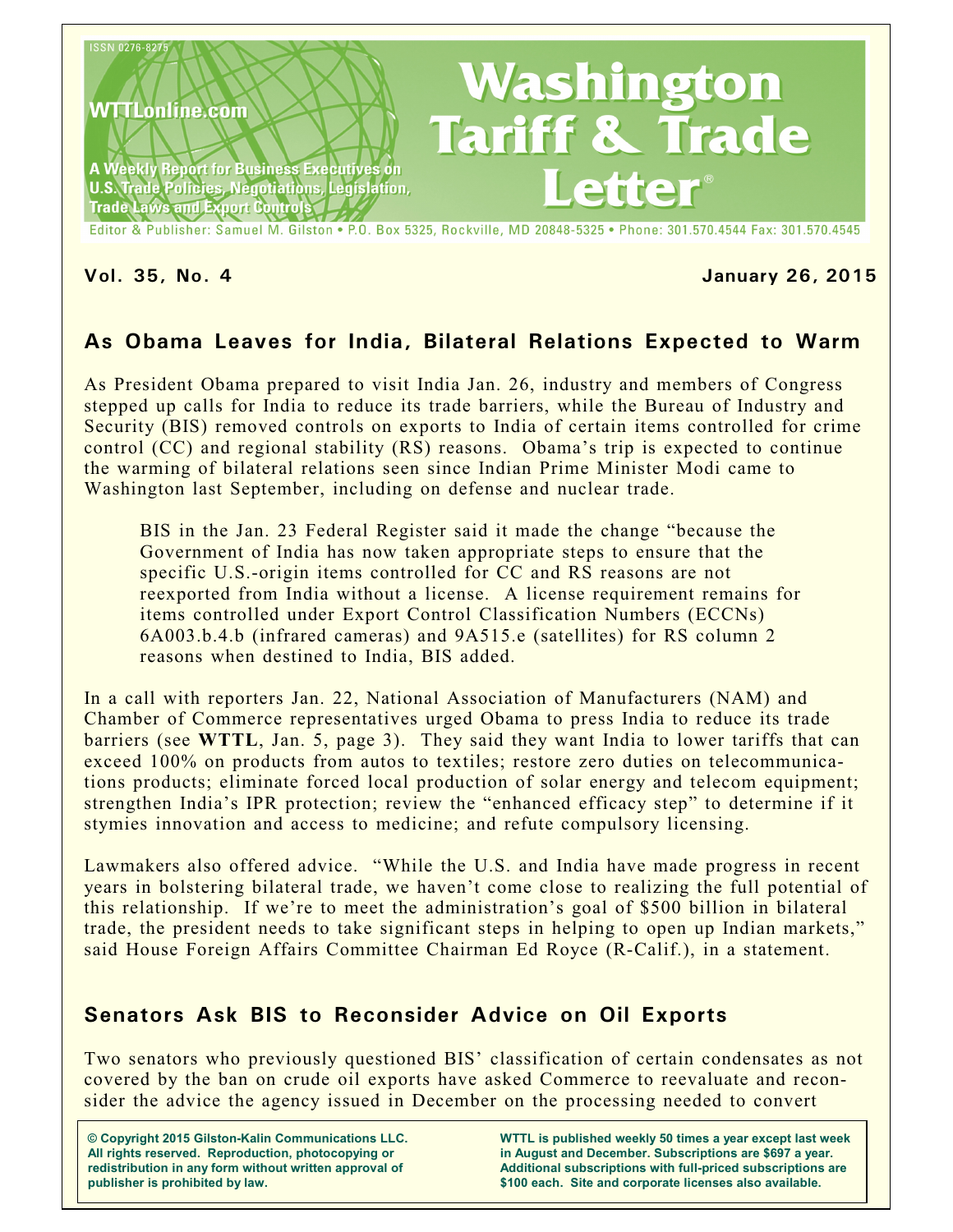ISSN 0276-8275

WTTLonline.com

A Weekly Report for Business Executives on U.S. Trade Policies, Negotiations, Legislation, Trade Laws and Export Controls

# Washington Tariff & Trade Letter®

Editor & Publisher: Samuel M. Gilston • P.O. Box 5325, Rockville, MD 20848-5325 • Phone: 301.570.4544 Fax: 301.570.4545

**Vol. 35, No. 4** **January 26, 2015**

## As Obama Leaves for India, Bilateral Relations Expected to Warm

As President Obama prepared to visit India Jan. 26, industry and members of Congress stepped up calls for India to reduce its trade barriers, while the Bureau of Industry and Security (BIS) removed controls on exports to India of certain items controlled for crime control (CC) and regional stability (RS) reasons. Obama's trip is expected to continue the warming of bilateral relations seen since Indian Prime Minister Modi came to Washington last September, including on defense and nuclear trade.

> BIS in the Jan. 23 Federal Register said it made the change "because the Government of India has now taken appropriate steps to ensure that the specific U.S.-origin items controlled for CC and RS reasons are not reexported from India without a license. A license requirement remains for items controlled under Export Control Classification Numbers (ECCNs) 6A003.b.4.b (infrared cameras) and 9A515.e (satellites) for RS column 2 reasons when destined to India, BIS added.

In a call with reporters Jan. 22, National Association of Manufacturers (NAM) and Chamber of Commerce representatives urged Obama to press India to reduce its trade barriers (see **WTTL**, Jan. 5, page 3). They said they want India to lower tariffs that can exceed 100% on products from autos to textiles; restore zero duties on telecommunications products; eliminate forced local production of solar energy and telecom equipment; strengthen India's IPR protection; review the "enhanced efficacy step" to determine if it stymies innovation and access to medicine; and refute compulsory licensing.

Lawmakers also offered advice. "While the U.S. and India have made progress in recent years in bolstering bilateral trade, we haven't come close to realizing the full potential of this relationship. If we're to meet the administration's goal of $500 billion in bilateral trade, the president needs to take significant steps in helping to open up Indian markets," said House Foreign Affairs Committee Chairman Ed Royce (R-Calif.), in a statement.

## Senators Ask BIS to Reconsider Advice on Oil Exports

Two senators who previously questioned BIS' classification of certain condensates as not covered by the ban on crude oil exports have asked Commerce to reevaluate and reconsider the advice the agency issued in December on the processing needed to convert

**© Copyright 2015 Gilston-Kalin Communications LLC. All rights reserved. Reproduction, photocopying or redistribution in any form without written approval of publisher is prohibited by law.**

**WTTL is published weekly 50 times a year except last week in August and December. Subscriptions are $697 a year. Additional subscriptions with full-priced subscriptions are $100 each. Site and corporate licenses also available.**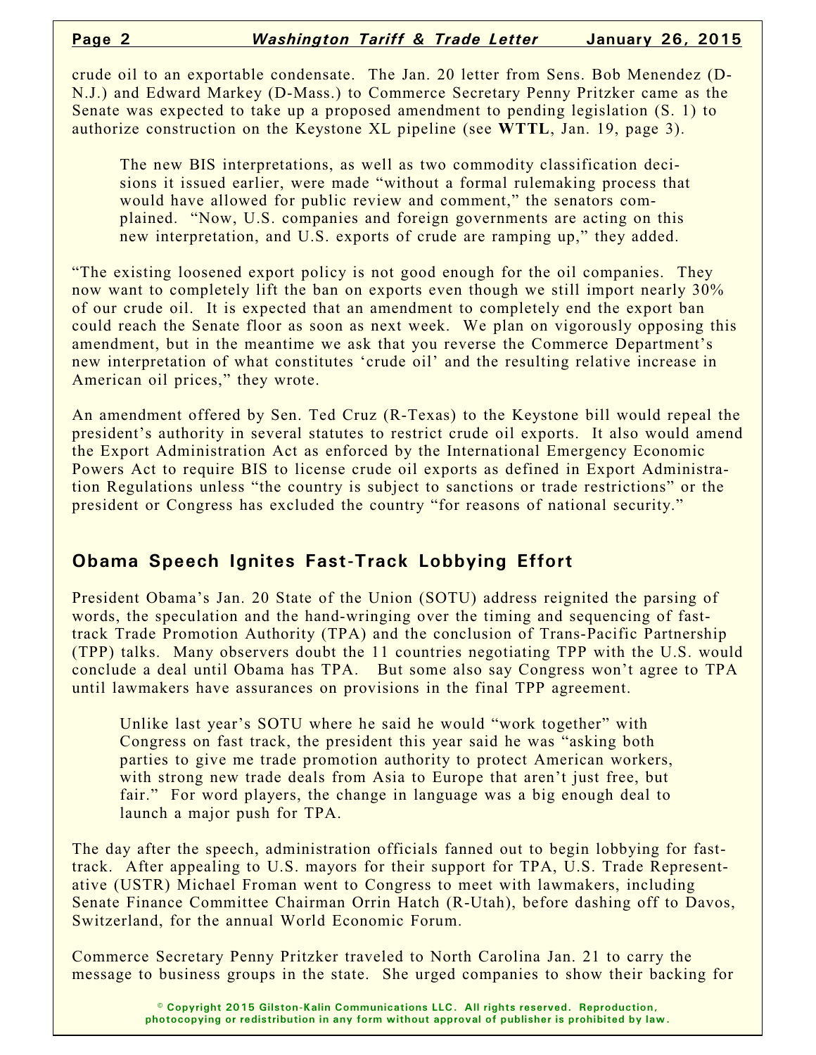crude oil to an exportable condensate. The Jan. 20 letter from Sens. Bob Menendez (D-N.J.) and Edward Markey (D-Mass.) to Commerce Secretary Penny Pritzker came as the Senate was expected to take up a proposed amendment to pending legislation (S. 1) to authorize construction on the Keystone XL pipeline (see **WTTL**, Jan. 19, page 3).

> The new BIS interpretations, as well as two commodity classification decisions it issued earlier, were made "without a formal rulemaking process that would have allowed for public review and comment," the senators complained. "Now, U.S. companies and foreign governments are acting on this new interpretation, and U.S. exports of crude are ramping up," they added.

"The existing loosened export policy is not good enough for the oil companies. They now want to completely lift the ban on exports even though we still import nearly 30% of our crude oil. It is expected that an amendment to completely end the export ban could reach the Senate floor as soon as next week. We plan on vigorously opposing this amendment, but in the meantime we ask that you reverse the Commerce Department's new interpretation of what constitutes 'crude oil' and the resulting relative increase in American oil prices," they wrote.

An amendment offered by Sen. Ted Cruz (R-Texas) to the Keystone bill would repeal the president's authority in several statutes to restrict crude oil exports. It also would amend the Export Administration Act as enforced by the International Emergency Economic Powers Act to require BIS to license crude oil exports as defined in Export Administration Regulations unless "the country is subject to sanctions or trade restrictions" or the president or Congress has excluded the country "for reasons of national security."

## Obama Speech Ignites Fast-Track Lobbying Effort

President Obama's Jan. 20 State of the Union (SOTU) address reignited the parsing of words, the speculation and the hand-wringing over the timing and sequencing of fast-track Trade Promotion Authority (TPA) and the conclusion of Trans-Pacific Partnership (TPP) talks. Many observers doubt the 11 countries negotiating TPP with the U.S. would conclude a deal until Obama has TPA. But some also say Congress won't agree to TPA until lawmakers have assurances on provisions in the final TPP agreement.

> Unlike last year's SOTU where he said he would "work together" with Congress on fast track, the president this year said he was "asking both parties to give me trade promotion authority to protect American workers, with strong new trade deals from Asia to Europe that aren't just free, but fair." For word players, the change in language was a big enough deal to launch a major push for TPA.

The day after the speech, administration officials fanned out to begin lobbying for fast-track. After appealing to U.S. mayors for their support for TPA, U.S. Trade Representative (USTR) Michael Froman went to Congress to meet with lawmakers, including Senate Finance Committee Chairman Orrin Hatch (R-Utah), before dashing off to Davos, Switzerland, for the annual World Economic Forum.

Commerce Secretary Penny Pritzker traveled to North Carolina Jan. 21 to carry the message to business groups in the state. She urged companies to show their backing for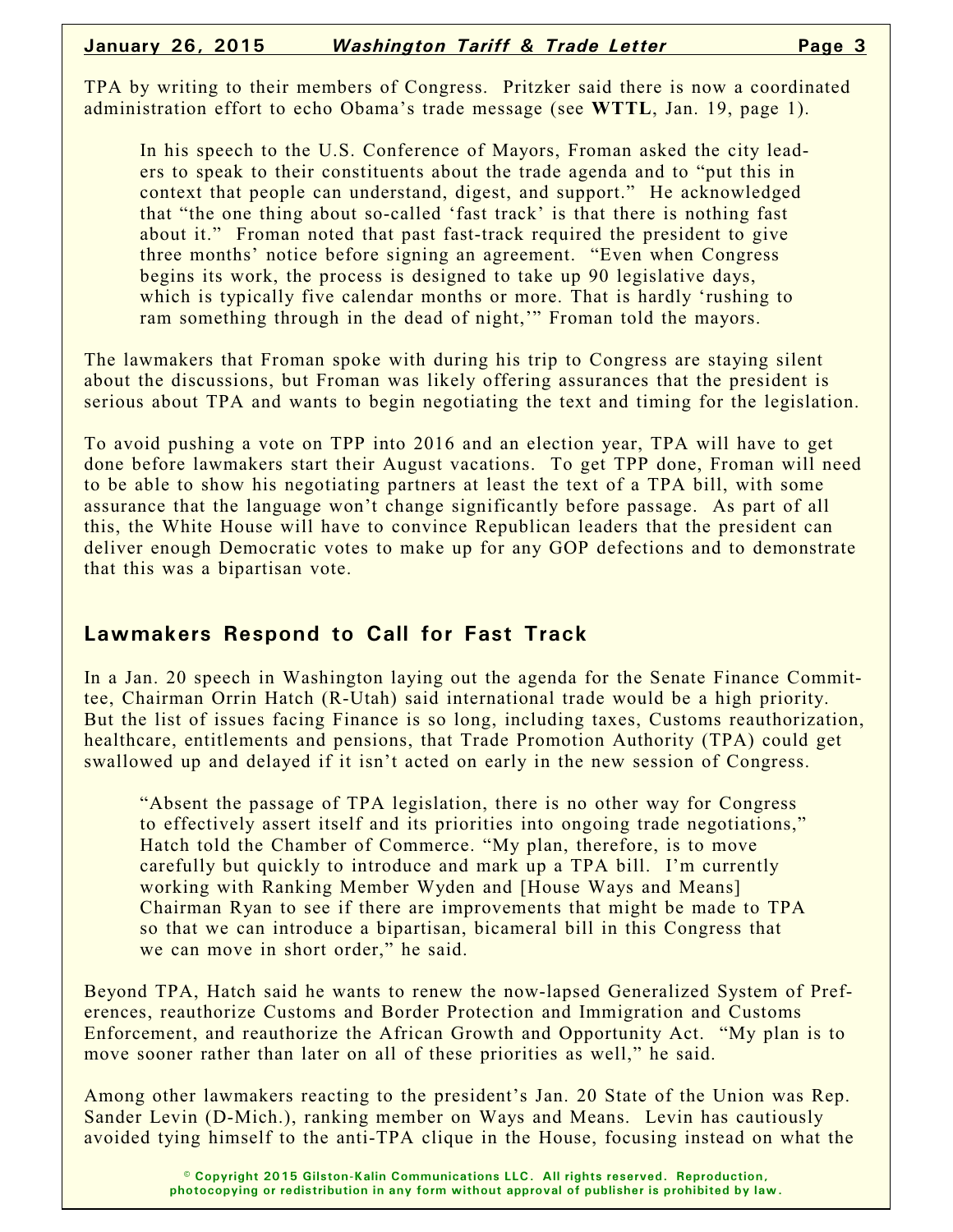TPA by writing to their members of Congress. Pritzker said there is now a coordinated administration effort to echo Obama's trade message (see **WTTL**, Jan. 19, page 1).

> In his speech to the U.S. Conference of Mayors, Froman asked the city leaders to speak to their constituents about the trade agenda and to "put this in context that people can understand, digest, and support." He acknowledged that "the one thing about so-called 'fast track' is that there is nothing fast about it." Froman noted that past fast-track required the president to give three months' notice before signing an agreement. "Even when Congress begins its work, the process is designed to take up 90 legislative days, which is typically five calendar months or more. That is hardly 'rushing to ram something through in the dead of night,'" Froman told the mayors.

The lawmakers that Froman spoke with during his trip to Congress are staying silent about the discussions, but Froman was likely offering assurances that the president is serious about TPA and wants to begin negotiating the text and timing for the legislation.

To avoid pushing a vote on TPP into 2016 and an election year, TPA will have to get done before lawmakers start their August vacations. To get TPP done, Froman will need to be able to show his negotiating partners at least the text of a TPA bill, with some assurance that the language won't change significantly before passage. As part of all this, the White House will have to convince Republican leaders that the president can deliver enough Democratic votes to make up for any GOP defections and to demonstrate that this was a bipartisan vote.

## Lawmakers Respond to Call for Fast Track

In a Jan. 20 speech in Washington laying out the agenda for the Senate Finance Committee, Chairman Orrin Hatch (R-Utah) said international trade would be a high priority. But the list of issues facing Finance is so long, including taxes, Customs reauthorization, healthcare, entitlements and pensions, that Trade Promotion Authority (TPA) could get swallowed up and delayed if it isn't acted on early in the new session of Congress.

> "Absent the passage of TPA legislation, there is no other way for Congress to effectively assert itself and its priorities into ongoing trade negotiations," Hatch told the Chamber of Commerce. "My plan, therefore, is to move carefully but quickly to introduce and mark up a TPA bill. I'm currently working with Ranking Member Wyden and [House Ways and Means] Chairman Ryan to see if there are improvements that might be made to TPA so that we can introduce a bipartisan, bicameral bill in this Congress that we can move in short order," he said.

Beyond TPA, Hatch said he wants to renew the now-lapsed Generalized System of Preferences, reauthorize Customs and Border Protection and Immigration and Customs Enforcement, and reauthorize the African Growth and Opportunity Act. "My plan is to move sooner rather than later on all of these priorities as well," he said.

Among other lawmakers reacting to the president's Jan. 20 State of the Union was Rep. Sander Levin (D-Mich.), ranking member on Ways and Means. Levin has cautiously avoided tying himself to the anti-TPA clique in the House, focusing instead on what the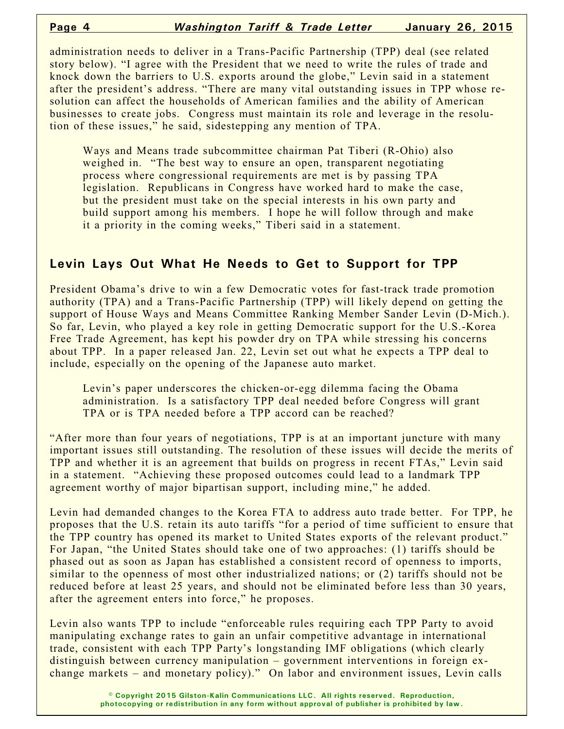administration needs to deliver in a Trans-Pacific Partnership (TPP) deal (see related story below). "I agree with the President that we need to write the rules of trade and knock down the barriers to U.S. exports around the globe," Levin said in a statement after the president's address. "There are many vital outstanding issues in TPP whose resolution can affect the households of American families and the ability of American businesses to create jobs. Congress must maintain its role and leverage in the resolution of these issues," he said, sidestepping any mention of TPA.

> Ways and Means trade subcommittee chairman Pat Tiberi (R-Ohio) also weighed in. "The best way to ensure an open, transparent negotiating process where congressional requirements are met is by passing TPA legislation. Republicans in Congress have worked hard to make the case, but the president must take on the special interests in his own party and build support among his members. I hope he will follow through and make it a priority in the coming weeks," Tiberi said in a statement.

## Levin Lays Out What He Needs to Get to Support for TPP

President Obama's drive to win a few Democratic votes for fast-track trade promotion authority (TPA) and a Trans-Pacific Partnership (TPP) will likely depend on getting the support of House Ways and Means Committee Ranking Member Sander Levin (D-Mich.). So far, Levin, who played a key role in getting Democratic support for the U.S.-Korea Free Trade Agreement, has kept his powder dry on TPA while stressing his concerns about TPP. In a paper released Jan. 22, Levin set out what he expects a TPP deal to include, especially on the opening of the Japanese auto market.

> Levin's paper underscores the chicken-or-egg dilemma facing the Obama administration. Is a satisfactory TPP deal needed before Congress will grant TPA or is TPA needed before a TPP accord can be reached?

"After more than four years of negotiations, TPP is at an important juncture with many important issues still outstanding. The resolution of these issues will decide the merits of TPP and whether it is an agreement that builds on progress in recent FTAs," Levin said in a statement. "Achieving these proposed outcomes could lead to a landmark TPP agreement worthy of major bipartisan support, including mine," he added.

Levin had demanded changes to the Korea FTA to address auto trade better. For TPP, he proposes that the U.S. retain its auto tariffs "for a period of time sufficient to ensure that the TPP country has opened its market to United States exports of the relevant product." For Japan, "the United States should take one of two approaches: (1) tariffs should be phased out as soon as Japan has established a consistent record of openness to imports, similar to the openness of most other industrialized nations; or (2) tariffs should not be reduced before at least 25 years, and should not be eliminated before less than 30 years, after the agreement enters into force," he proposes.

Levin also wants TPP to include "enforceable rules requiring each TPP Party to avoid manipulating exchange rates to gain an unfair competitive advantage in international trade, consistent with each TPP Party's longstanding IMF obligations (which clearly distinguish between currency manipulation – government interventions in foreign exchange markets – and monetary policy)." On labor and environment issues, Levin calls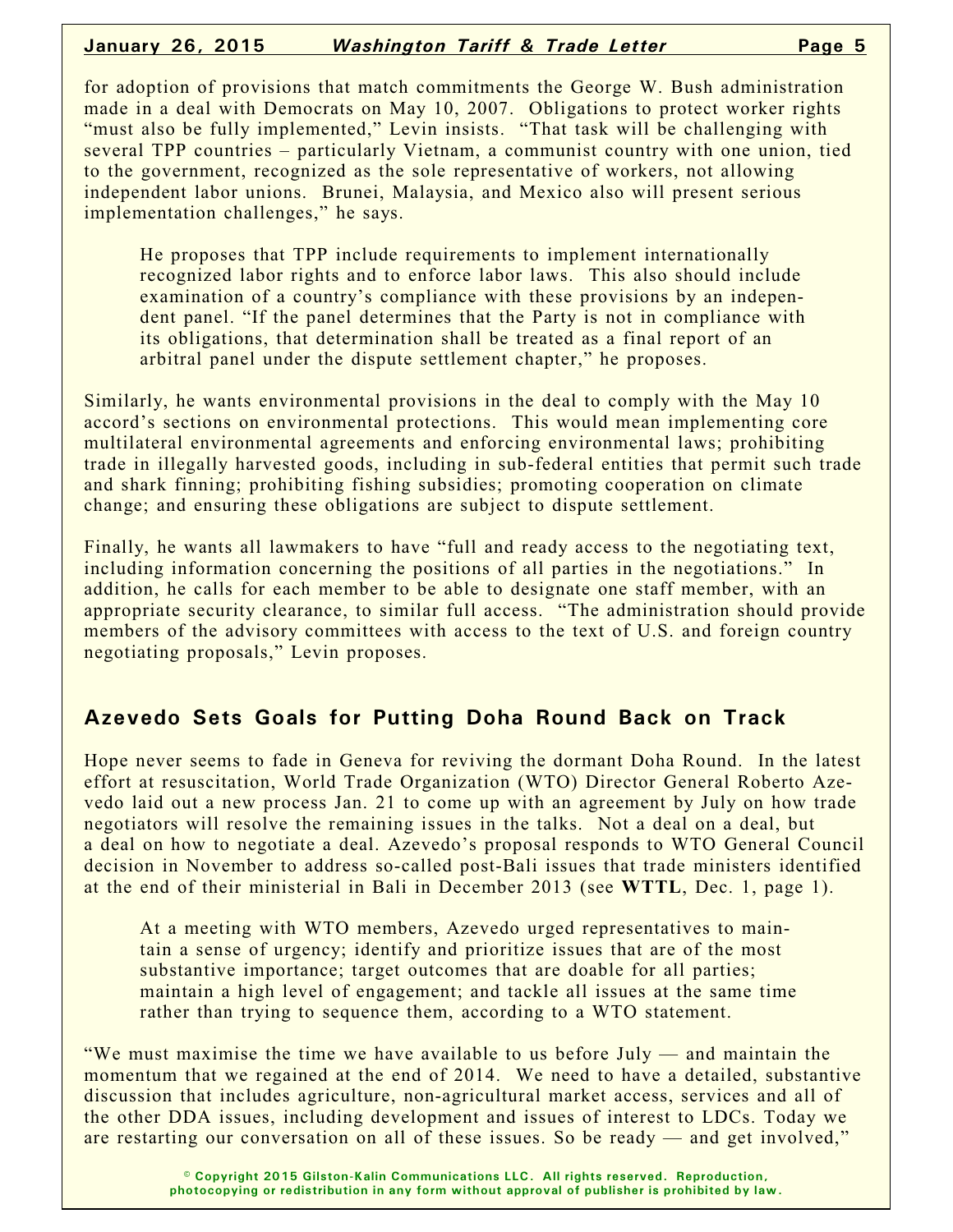for adoption of provisions that match commitments the George W. Bush administration made in a deal with Democrats on May 10, 2007. Obligations to protect worker rights "must also be fully implemented," Levin insists. "That task will be challenging with several TPP countries – particularly Vietnam, a communist country with one union, tied to the government, recognized as the sole representative of workers, not allowing independent labor unions. Brunei, Malaysia, and Mexico also will present serious implementation challenges," he says.

> He proposes that TPP include requirements to implement internationally recognized labor rights and to enforce labor laws. This also should include examination of a country's compliance with these provisions by an independent panel. "If the panel determines that the Party is not in compliance with its obligations, that determination shall be treated as a final report of an arbitral panel under the dispute settlement chapter," he proposes.

Similarly, he wants environmental provisions in the deal to comply with the May 10 accord's sections on environmental protections. This would mean implementing core multilateral environmental agreements and enforcing environmental laws; prohibiting trade in illegally harvested goods, including in sub-federal entities that permit such trade and shark finning; prohibiting fishing subsidies; promoting cooperation on climate change; and ensuring these obligations are subject to dispute settlement.

Finally, he wants all lawmakers to have "full and ready access to the negotiating text, including information concerning the positions of all parties in the negotiations." In addition, he calls for each member to be able to designate one staff member, with an appropriate security clearance, to similar full access. "The administration should provide members of the advisory committees with access to the text of U.S. and foreign country negotiating proposals," Levin proposes.

## Azevedo Sets Goals for Putting Doha Round Back on Track

Hope never seems to fade in Geneva for reviving the dormant Doha Round. In the latest effort at resuscitation, World Trade Organization (WTO) Director General Roberto Azevedo laid out a new process Jan. 21 to come up with an agreement by July on how trade negotiators will resolve the remaining issues in the talks. Not a deal on a deal, but a deal on how to negotiate a deal. Azevedo's proposal responds to WTO General Council decision in November to address so-called post-Bali issues that trade ministers identified at the end of their ministerial in Bali in December 2013 (see **WTTL**, Dec. 1, page 1).

> At a meeting with WTO members, Azevedo urged representatives to maintain a sense of urgency; identify and prioritize issues that are of the most substantive importance; target outcomes that are doable for all parties; maintain a high level of engagement; and tackle all issues at the same time rather than trying to sequence them, according to a WTO statement.

"We must maximise the time we have available to us before July — and maintain the momentum that we regained at the end of 2014. We need to have a detailed, substantive discussion that includes agriculture, non-agricultural market access, services and all of the other DDA issues, including development and issues of interest to LDCs. Today we are restarting our conversation on all of these issues. So be ready — and get involved,"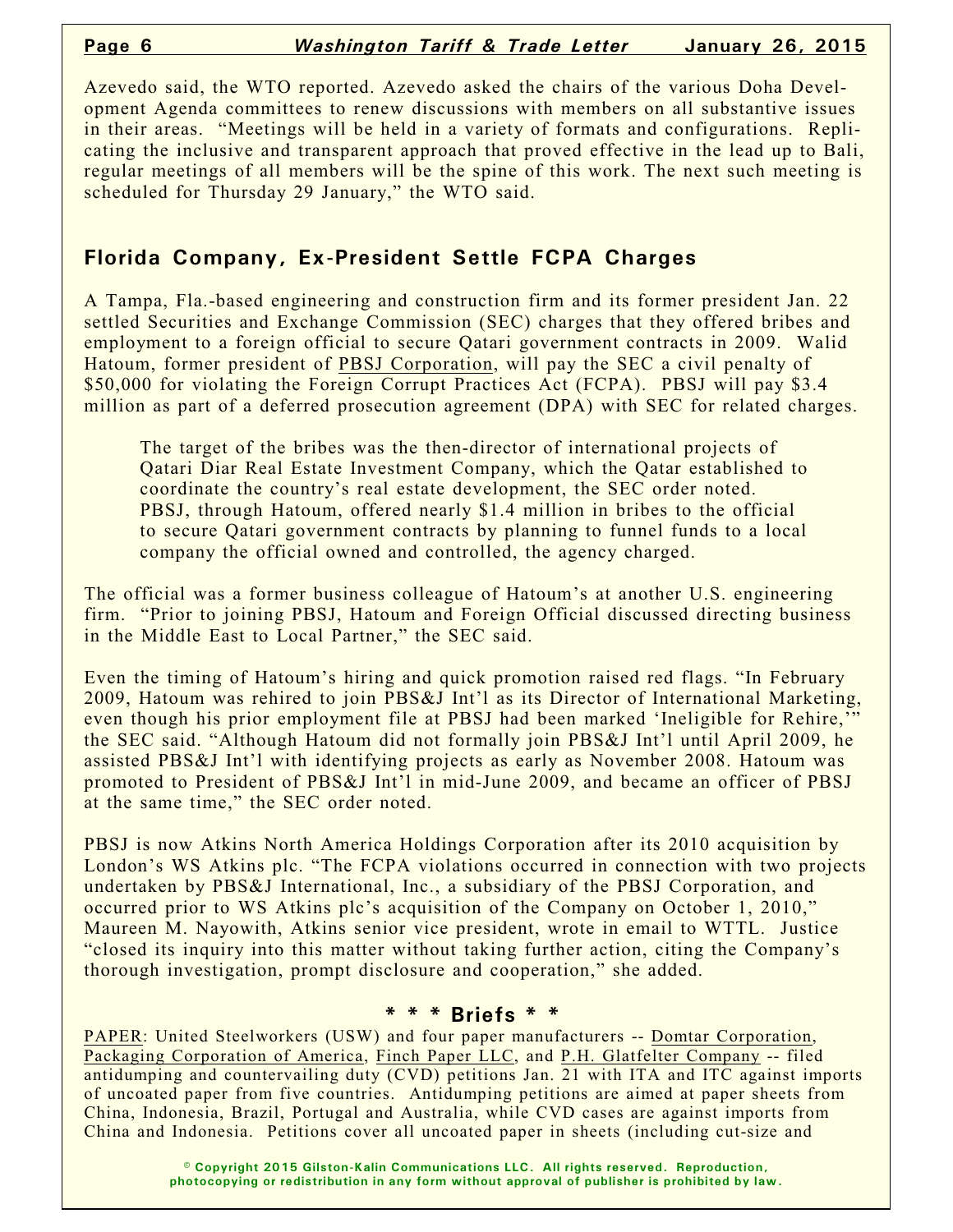Azevedo said, the WTO reported. Azevedo asked the chairs of the various Doha Development Agenda committees to renew discussions with members on all substantive issues in their areas. "Meetings will be held in a variety of formats and configurations. Replicating the inclusive and transparent approach that proved effective in the lead up to Bali, regular meetings of all members will be the spine of this work. The next such meeting is scheduled for Thursday 29 January," the WTO said.

## Florida Company, Ex-President Settle FCPA Charges

A Tampa, Fla.-based engineering and construction firm and its former president Jan. 22 settled Securities and Exchange Commission (SEC) charges that they offered bribes and employment to a foreign official to secure Qatari government contracts in 2009. Walid Hatoum, former president of PBSJ Corporation, will pay the SEC a civil penalty of $50,000 for violating the Foreign Corrupt Practices Act (FCPA). PBSJ will pay $3.4 million as part of a deferred prosecution agreement (DPA) with SEC for related charges.

> The target of the bribes was the then-director of international projects of Qatari Diar Real Estate Investment Company, which the Qatar established to coordinate the country's real estate development, the SEC order noted. PBSJ, through Hatoum, offered nearly $1.4 million in bribes to the official to secure Qatari government contracts by planning to funnel funds to a local company the official owned and controlled, the agency charged.

The official was a former business colleague of Hatoum's at another U.S. engineering firm. "Prior to joining PBSJ, Hatoum and Foreign Official discussed directing business in the Middle East to Local Partner," the SEC said.

Even the timing of Hatoum's hiring and quick promotion raised red flags. "In February 2009, Hatoum was rehired to join PBS&J Int'l as its Director of International Marketing, even though his prior employment file at PBSJ had been marked 'Ineligible for Rehire,'" the SEC said. "Although Hatoum did not formally join PBS&J Int'l until April 2009, he assisted PBS&J Int'l with identifying projects as early as November 2008. Hatoum was promoted to President of PBS&J Int'l in mid-June 2009, and became an officer of PBSJ at the same time," the SEC order noted.

PBSJ is now Atkins North America Holdings Corporation after its 2010 acquisition by London's WS Atkins plc. "The FCPA violations occurred in connection with two projects undertaken by PBS&J International, Inc., a subsidiary of the PBSJ Corporation, and occurred prior to WS Atkins plc's acquisition of the Company on October 1, 2010," Maureen M. Nayowith, Atkins senior vice president, wrote in email to WTTL. Justice "closed its inquiry into this matter without taking further action, citing the Company's thorough investigation, prompt disclosure and cooperation," she added.

### * * * Briefs * *

PAPER: United Steelworkers (USW) and four paper manufacturers -- Domtar Corporation, Packaging Corporation of America, Finch Paper LLC, and P.H. Glatfelter Company -- filed antidumping and countervailing duty (CVD) petitions Jan. 21 with ITA and ITC against imports of uncoated paper from five countries. Antidumping petitions are aimed at paper sheets from China, Indonesia, Brazil, Portugal and Australia, while CVD cases are against imports from China and Indonesia. Petitions cover all uncoated paper in sheets (including cut-size and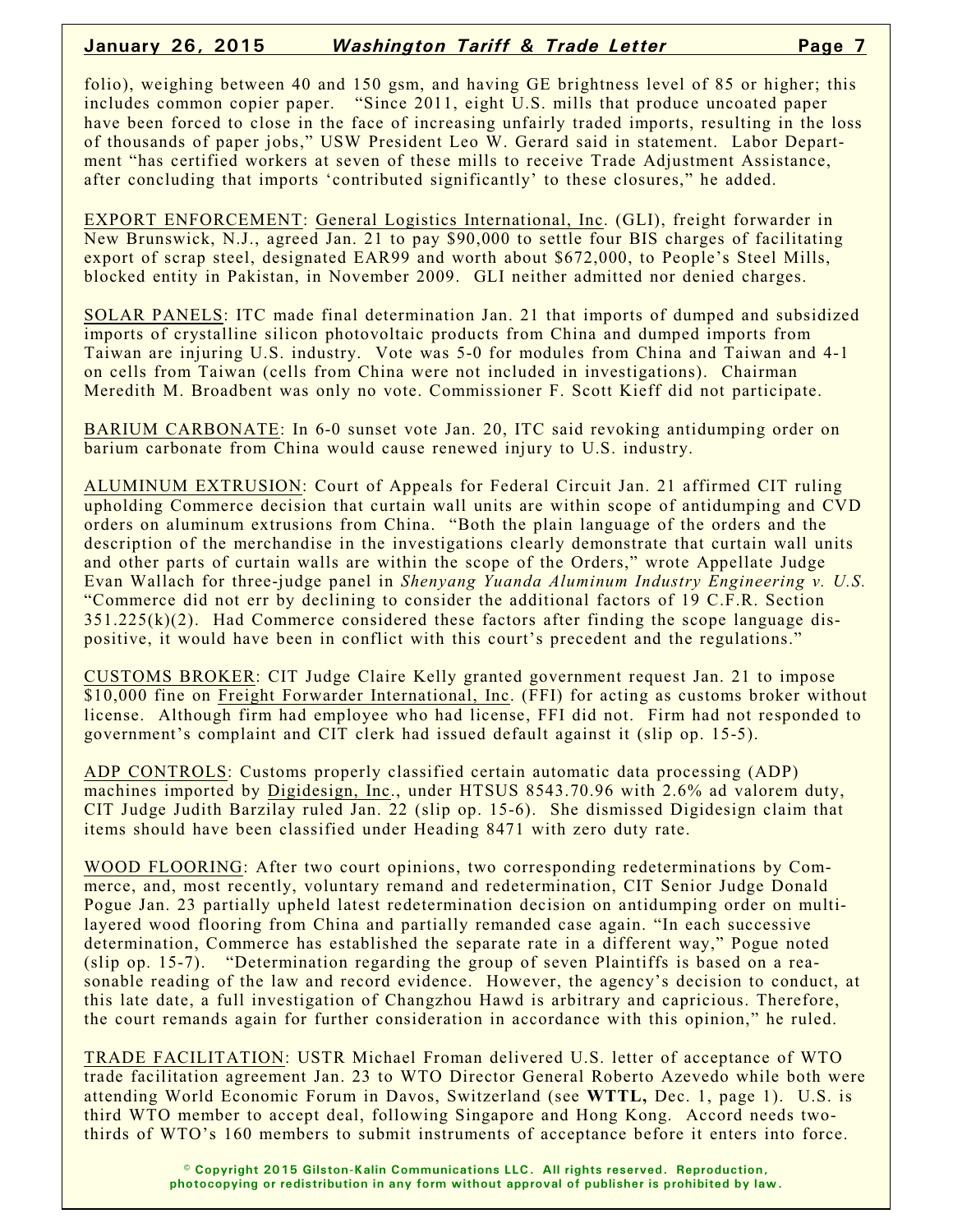folio), weighing between 40 and 150 gsm, and having GE brightness level of 85 or higher; this includes common copier paper. "Since 2011, eight U.S. mills that produce uncoated paper have been forced to close in the face of increasing unfairly traded imports, resulting in the loss of thousands of paper jobs," USW President Leo W. Gerard said in statement. Labor Department "has certified workers at seven of these mills to receive Trade Adjustment Assistance, after concluding that imports 'contributed significantly' to these closures," he added.

EXPORT ENFORCEMENT: General Logistics International, Inc. (GLI), freight forwarder in New Brunswick, N.J., agreed Jan. 21 to pay $90,000 to settle four BIS charges of facilitating export of scrap steel, designated EAR99 and worth about $672,000, to People's Steel Mills, blocked entity in Pakistan, in November 2009. GLI neither admitted nor denied charges.

SOLAR PANELS: ITC made final determination Jan. 21 that imports of dumped and subsidized imports of crystalline silicon photovoltaic products from China and dumped imports from Taiwan are injuring U.S. industry. Vote was 5-0 for modules from China and Taiwan and 4-1 on cells from Taiwan (cells from China were not included in investigations). Chairman Meredith M. Broadbent was only no vote. Commissioner F. Scott Kieff did not participate.

BARIUM CARBONATE: In 6-0 sunset vote Jan. 20, ITC said revoking antidumping order on barium carbonate from China would cause renewed injury to U.S. industry.

ALUMINUM EXTRUSION: Court of Appeals for Federal Circuit Jan. 21 affirmed CIT ruling upholding Commerce decision that curtain wall units are within scope of antidumping and CVD orders on aluminum extrusions from China. "Both the plain language of the orders and the description of the merchandise in the investigations clearly demonstrate that curtain wall units and other parts of curtain walls are within the scope of the Orders," wrote Appellate Judge Evan Wallach for three-judge panel in *Shenyang Yuanda Aluminum Industry Engineering v. U.S.* "Commerce did not err by declining to consider the additional factors of 19 C.F.R. Section 351.225(k)(2). Had Commerce considered these factors after finding the scope language dispositive, it would have been in conflict with this court's precedent and the regulations."

CUSTOMS BROKER: CIT Judge Claire Kelly granted government request Jan. 21 to impose $10,000 fine on Freight Forwarder International, Inc. (FFI) for acting as customs broker without license. Although firm had employee who had license, FFI did not. Firm had not responded to government's complaint and CIT clerk had issued default against it (slip op. 15-5).

ADP CONTROLS: Customs properly classified certain automatic data processing (ADP) machines imported by Digidesign, Inc., under HTSUS 8543.70.96 with 2.6% ad valorem duty, CIT Judge Judith Barzilay ruled Jan. 22 (slip op. 15-6). She dismissed Digidesign claim that items should have been classified under Heading 8471 with zero duty rate.

WOOD FLOORING: After two court opinions, two corresponding redeterminations by Commerce, and, most recently, voluntary remand and redetermination, CIT Senior Judge Donald Pogue Jan. 23 partially upheld latest redetermination decision on antidumping order on multi-layered wood flooring from China and partially remanded case again. "In each successive determination, Commerce has established the separate rate in a different way," Pogue noted (slip op. 15-7). "Determination regarding the group of seven Plaintiffs is based on a reasonable reading of the law and record evidence. However, the agency's decision to conduct, at this late date, a full investigation of Changzhou Hawd is arbitrary and capricious. Therefore, the court remands again for further consideration in accordance with this opinion," he ruled.

TRADE FACILITATION: USTR Michael Froman delivered U.S. letter of acceptance of WTO trade facilitation agreement Jan. 23 to WTO Director General Roberto Azevedo while both were attending World Economic Forum in Davos, Switzerland (see **WTTL,** Dec. 1, page 1). U.S. is third WTO member to accept deal, following Singapore and Hong Kong. Accord needs two-thirds of WTO's 160 members to submit instruments of acceptance before it enters into force.

© Copyright 2015 Gilston-Kalin Communications LLC. All rights reserved. Reproduction, photocopying or redistribution in any form without approval of publisher is prohibited by law.